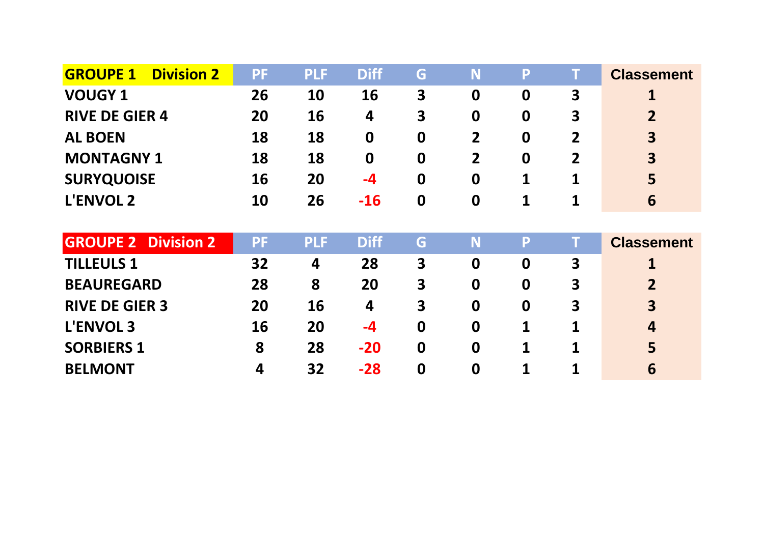| GROUPE 1 Division 2 | PF | PLF | Diff | G | N | P | T | Classement |
|---|---|---|---|---|---|---|---|---|
| VOUGY 1 | 26 | 10 | 16 | 3 | 0 | 0 | 3 | 1 |
| RIVE DE GIER 4 | 20 | 16 | 4 | 3 | 0 | 0 | 3 | 2 |
| AL BOEN | 18 | 18 | 0 | 0 | 2 | 0 | 2 | 3 |
| MONTAGNY 1 | 18 | 18 | 0 | 0 | 2 | 0 | 2 | 3 |
| SURYQUOISE | 16 | 20 | -4 | 0 | 0 | 1 | 1 | 5 |
| L'ENVOL 2 | 10 | 26 | -16 | 0 | 0 | 1 | 1 | 6 |

| GROUPE 2 Division 2 | PF | PLF | Diff | G | N | P | T | Classement |
|---|---|---|---|---|---|---|---|---|
| TILLEULS 1 | 32 | 4 | 28 | 3 | 0 | 0 | 3 | 1 |
| BEAUREGARD | 28 | 8 | 20 | 3 | 0 | 0 | 3 | 2 |
| RIVE DE GIER 3 | 20 | 16 | 4 | 3 | 0 | 0 | 3 | 3 |
| L'ENVOL 3 | 16 | 20 | -4 | 0 | 0 | 1 | 1 | 4 |
| SORBIERS 1 | 8 | 28 | -20 | 0 | 0 | 1 | 1 | 5 |
| BELMONT | 4 | 32 | -28 | 0 | 0 | 1 | 1 | 6 |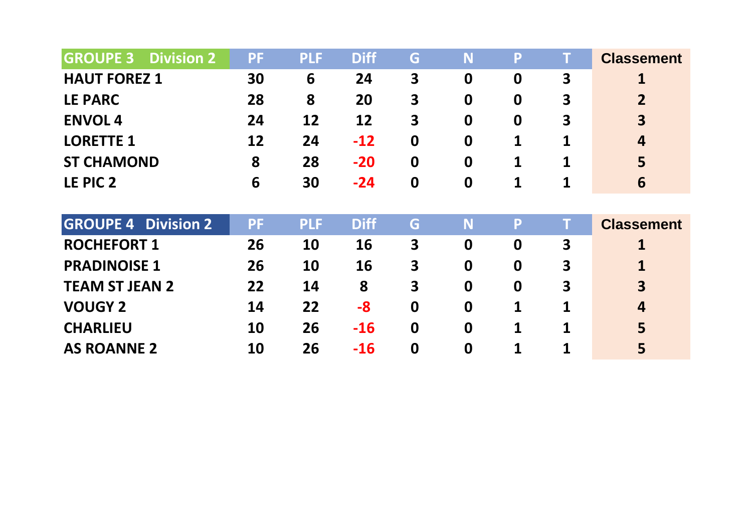| GROUPE 3 Division 2 | PF | PLF | Diff | G | N | P | T | Classement |
|---|---|---|---|---|---|---|---|---|
| HAUT FOREZ 1 | 30 | 6 | 24 | 3 | 0 | 0 | 3 | 1 |
| LE PARC | 28 | 8 | 20 | 3 | 0 | 0 | 3 | 2 |
| ENVOL 4 | 24 | 12 | 12 | 3 | 0 | 0 | 3 | 3 |
| LORETTE 1 | 12 | 24 | -12 | 0 | 0 | 1 | 1 | 4 |
| ST CHAMOND | 8 | 28 | -20 | 0 | 0 | 1 | 1 | 5 |
| LE PIC 2 | 6 | 30 | -24 | 0 | 0 | 1 | 1 | 6 |

| GROUPE 4 Division 2 | PF | PLF | Diff | G | N | P | T | Classement |
|---|---|---|---|---|---|---|---|---|
| ROCHEFORT 1 | 26 | 10 | 16 | 3 | 0 | 0 | 3 | 1 |
| PRADINOISE 1 | 26 | 10 | 16 | 3 | 0 | 0 | 3 | 1 |
| TEAM ST JEAN 2 | 22 | 14 | 8 | 3 | 0 | 0 | 3 | 3 |
| VOUGY 2 | 14 | 22 | -8 | 0 | 0 | 1 | 1 | 4 |
| CHARLIEU | 10 | 26 | -16 | 0 | 0 | 1 | 1 | 5 |
| AS ROANNE 2 | 10 | 26 | -16 | 0 | 0 | 1 | 1 | 5 |